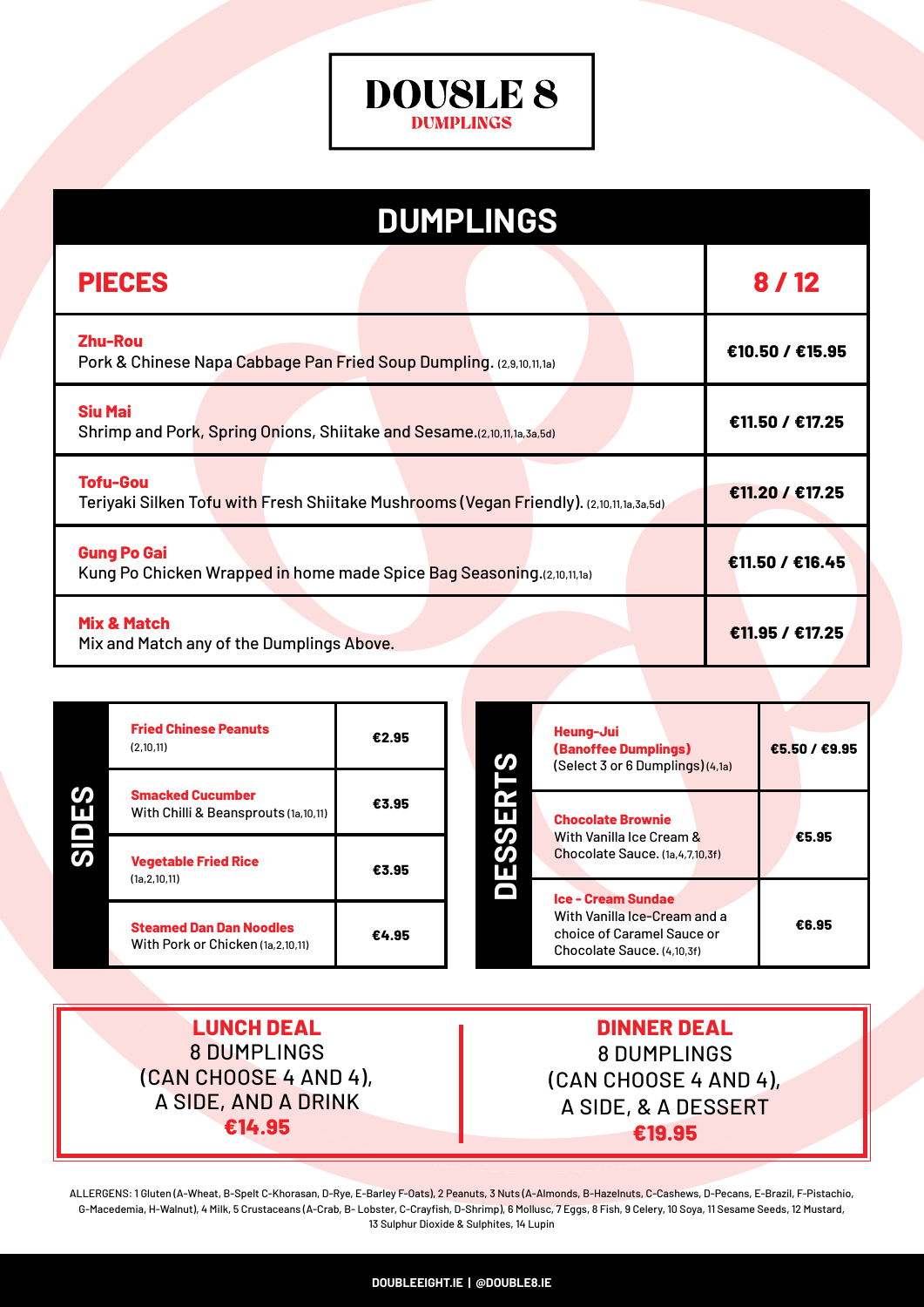# DOU8LE 8

DUMPLINGS

## DUMPLINGS

| PIECES | 8 / 12 |
| --- | --- |
| **Zhu-Rou** Pork & Chinese Napa Cabbage Pan Fried Soup Dumpling. (2,9,10,11,1a) | €10.50 / €15.95 |
| **Siu Mai** Shrimp and Pork, Spring Onions, Shiitake and Sesame.(2,10,11,1a,3a,5d) | €11.50 / €17.25 |
| **Tofu-Gou** Teriyaki Silken Tofu with Fresh Shiitake Mushrooms (Vegan Friendly). (2,10,11,1a,3a,5d) | €11.20 / €17.25 |
| **Gung Po Gai** Kung Po Chicken Wrapped in home made Spice Bag Seasoning.(2,10,11,1a) | €11.50 / €16.45 |
| **Mix & Match** Mix and Match any of the Dumplings Above. | €11.95 / €17.25 |

## SIDES

| Item | Price |
| --- | --- |
| **Fried Chinese Peanuts** (2,10,11) | €2.95 |
| **Smacked Cucumber** With Chilli & Beansprouts (1a,10,11) | €3.95 |
| **Vegetable Fried Rice** (1a,2,10,11) | €3.95 |
| **Steamed Dan Dan Noodles** With Pork or Chicken (1a,2,10,11) | €4.95 |

## DESSERTS

| Item | Price |
| --- | --- |
| **Heung-Jui (Banoffee Dumplings)** (Select 3 or 6 Dumplings) (4,1a) | €5.50 / €9.95 |
| **Chocolate Brownie** With Vanilla Ice Cream & Chocolate Sauce. (1a,4,7,10,3f) | €5.95 |
| **Ice - Cream Sundae** With Vanilla Ice-Cream and a choice of Caramel Sauce or Chocolate Sauce. (4,10,3f) | €6.95 |

**LUNCH DEAL**
8 DUMPLINGS
(CAN CHOOSE 4 AND 4),
A SIDE, AND A DRINK
**€14.95**

**DINNER DEAL**
8 DUMPLINGS
(CAN CHOOSE 4 AND 4),
A SIDE, & A DESSERT
**€19.95**

ALLERGENS: 1 Gluten (A-Wheat, B-Spelt C-Khorasan, D-Rye, E-Barley F-Oats), 2 Peanuts, 3 Nuts (A-Almonds, B-Hazelnuts, C-Cashews, D-Pecans, E-Brazil, F-Pistachio, G-Macedemia, H-Walnut), 4 Milk, 5 Crustaceans (A-Crab, B- Lobster, C-Crayfish, D-Shrimp), 6 Mollusc, 7 Eggs, 8 Fish, 9 Celery, 10 Soya, 11 Sesame Seeds, 12 Mustard, 13 Sulphur Dioxide & Sulphites, 14 Lupin

DOUBLEEIGHT.IE | @DOUBLE8.IE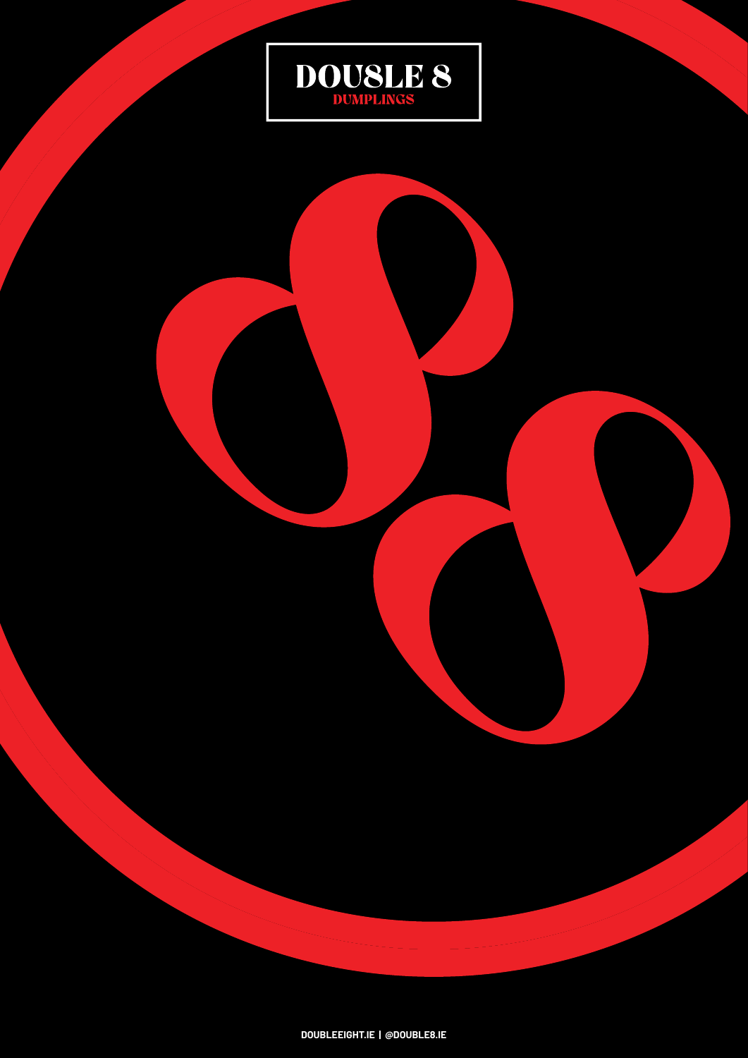# DOUBLE 8
## DUMPLINGS

DOUBLEEIGHT.IE | @DOUBLE8.IE